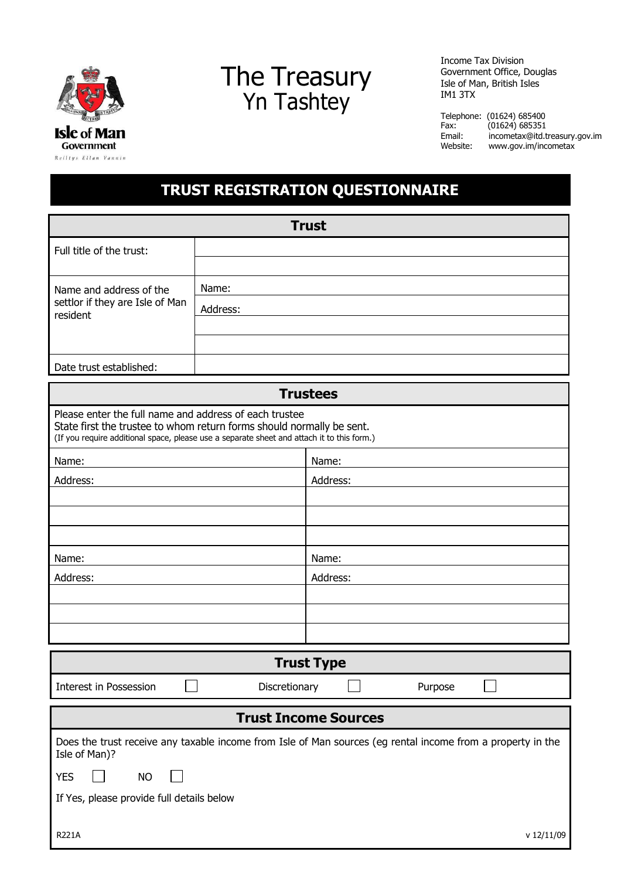Isle of Man Government
Reiltys Ellan Vannin

# The Treasury
Yn Tashtey

Income Tax Division
Government Office, Douglas
Isle of Man, British Isles
IM1 3TX

Telephone: (01624) 685400
Fax: (01624) 685351
Email: incometax@itd.treasury.gov.im
Website: www.gov.im/incometax

## TRUST REGISTRATION QUESTIONNAIRE

### Trust

| | |
|---|---|
| Full title of the trust: | |
| | |
| Name and address of the settlor if they are Isle of Man resident | Name: |
| | Address: |
| | |
| | |
| Date trust established: | |

### Trustees

Please enter the full name and address of each trustee
State first the trustee to whom return forms should normally be sent.
(If you require additional space, please use a separate sheet and attach it to this form.)

| | |
|---|---|
| Name: | Name: |
| Address: | Address: |
| | |
| | |
| | |
| Name: | Name: |
| Address: | Address: |
| | |
| | |
| | |

### Trust Type

Interest in Possession ☐ Discretionary ☐ Purpose ☐

### Trust Income Sources

Does the trust receive any taxable income from Isle of Man sources (eg rental income from a property in the Isle of Man)?

YES ☐ NO ☐

If Yes, please provide full details below

R221A v 12/11/09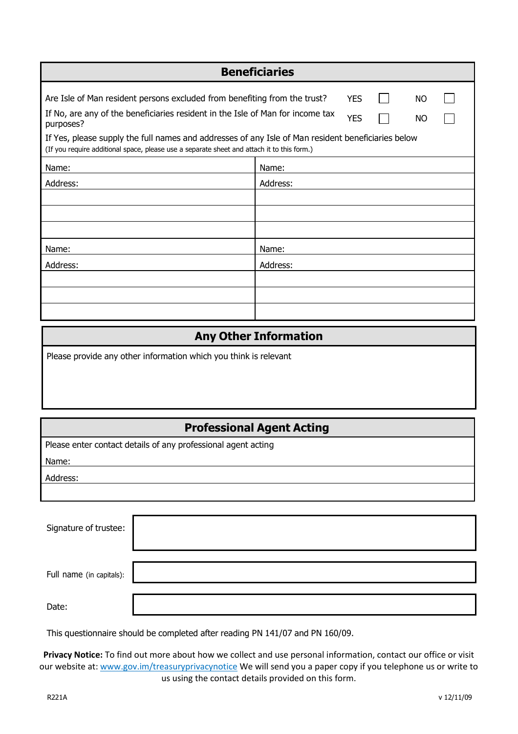## Beneficiaries

Are Isle of Man resident persons excluded from benefiting from the trust? YES ☐ NO ☐

If No, are any of the beneficiaries resident in the Isle of Man for income tax purposes? YES ☐ NO ☐

If Yes, please supply the full names and addresses of any Isle of Man resident beneficiaries below
(If you require additional space, please use a separate sheet and attach it to this form.)

| | |
|---|---|
| Name: | Name: |
| Address: | Address: |
| | |
| | |
| | |
| Name: | Name: |
| Address: | Address: |
| | |
| | |
| | |

## Any Other Information

Please provide any other information which you think is relevant

## Professional Agent Acting

Please enter contact details of any professional agent acting

Name:

Address:

Signature of trustee:

Full name (in capitals):

Date:

This questionnaire should be completed after reading PN 141/07 and PN 160/09.

**Privacy Notice:** To find out more about how we collect and use personal information, contact our office or visit our website at: www.gov.im/treasuryprivacynotice We will send you a paper copy if you telephone us or write to us using the contact details provided on this form.

R221A v 12/11/09